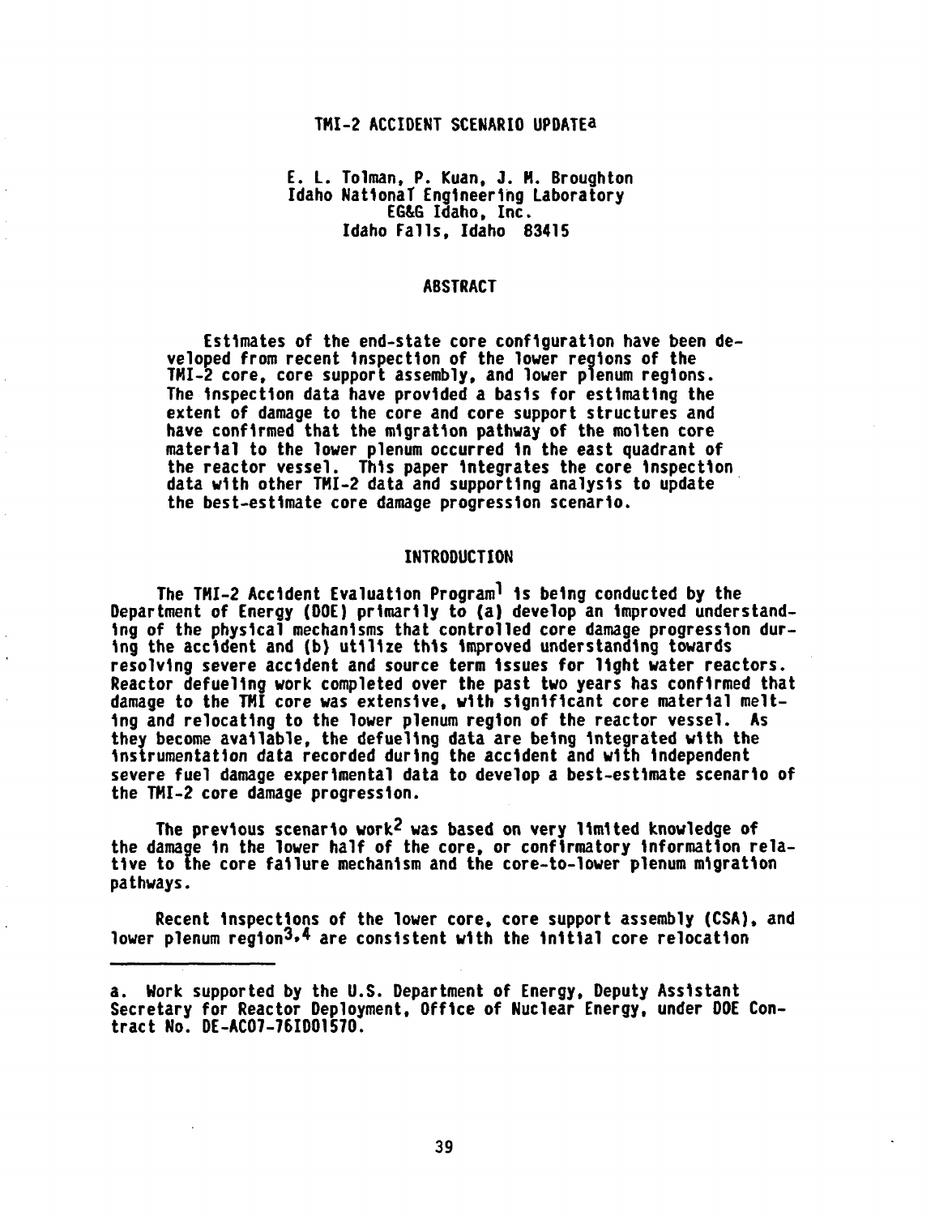# TMI-2 ACCIDENT SCENARIO UPDATE[a]

E. L. Tolman, P. Kuan, J. M. Broughton
Idaho National Engineering Laboratory
EG&G Idaho, Inc.
Idaho Falls, Idaho 83415

## ABSTRACT

Estimates of the end-state core configuration have been developed from recent inspection of the lower regions of the TMI-2 core, core support assembly, and lower plenum regions. The inspection data have provided a basis for estimating the extent of damage to the core and core support structures and have confirmed that the migration pathway of the molten core material to the lower plenum occurred in the east quadrant of the reactor vessel. This paper integrates the core inspection data with other TMI-2 data and supporting analysis to update the best-estimate core damage progression scenario.

## INTRODUCTION

The TMI-2 Accident Evaluation Program[1] is being conducted by the Department of Energy (DOE) primarily to (a) develop an improved understanding of the physical mechanisms that controlled core damage progression during the accident and (b) utilize this improved understanding towards resolving severe accident and source term issues for light water reactors. Reactor defueling work completed over the past two years has confirmed that damage to the TMI core was extensive, with significant core material melting and relocating to the lower plenum region of the reactor vessel. As they become available, the defueling data are being integrated with the instrumentation data recorded during the accident and with independent severe fuel damage experimental data to develop a best-estimate scenario of the TMI-2 core damage progression.

The previous scenario work[2] was based on very limited knowledge of the damage in the lower half of the core, or confirmatory information relative to the core failure mechanism and the core-to-lower plenum migration pathways.

Recent inspections of the lower core, core support assembly (CSA), and lower plenum region[3,4] are consistent with the initial core relocation

---

a. Work supported by the U.S. Department of Energy, Deputy Assistant Secretary for Reactor Deployment, Office of Nuclear Energy, under DOE Contract No. DE-AC07-76ID01570.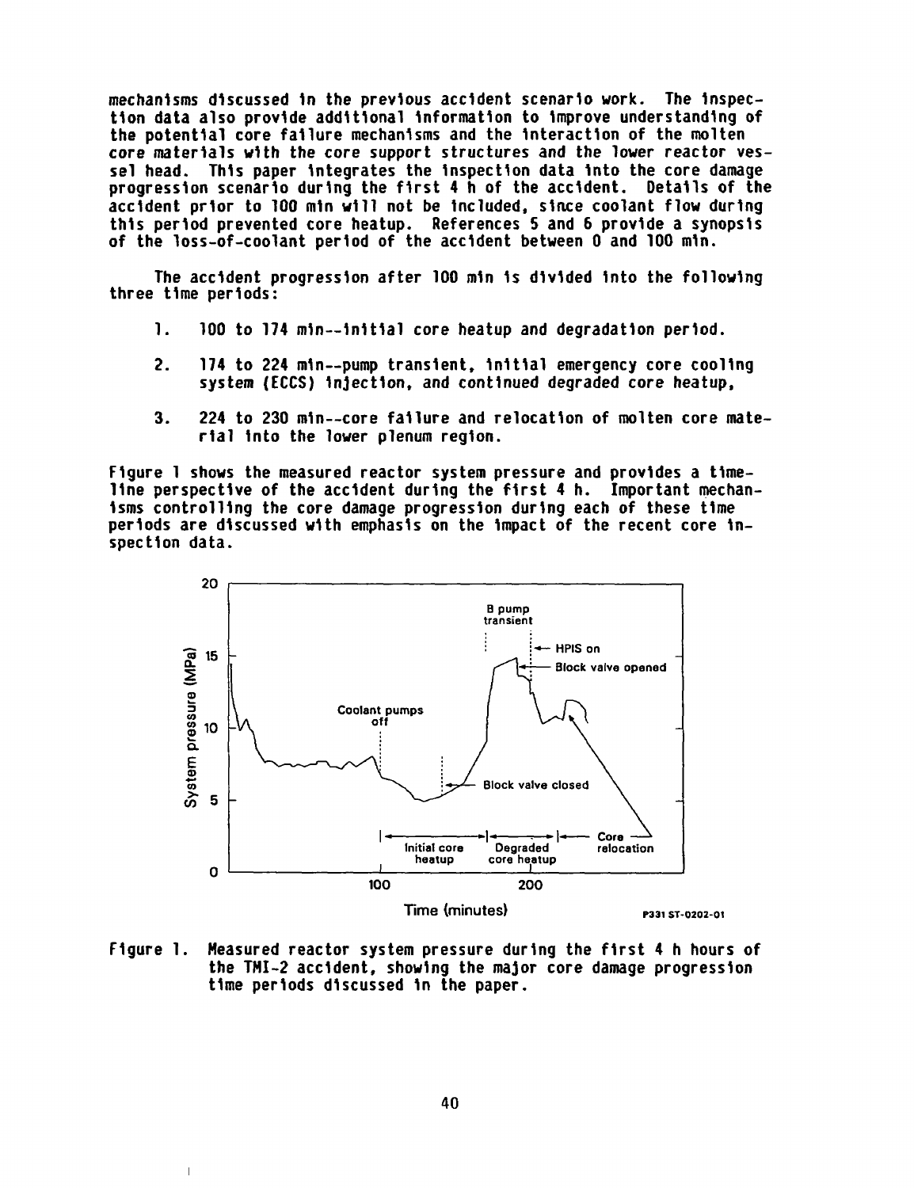mechanisms discussed in the previous accident scenario work. The inspection data also provide additional information to improve understanding of the potential core failure mechanisms and the interaction of the molten core materials with the core support structures and the lower reactor vessel head. This paper integrates the inspection data into the core damage progression scenario during the first 4 h of the accident. Details of the accident prior to 100 min will not be included, since coolant flow during this period prevented core heatup. References 5 and 6 provide a synopsis of the loss-of-coolant period of the accident between 0 and 100 min.

The accident progression after 100 min is divided into the following three time periods:

1. 100 to 174 min--initial core heatup and degradation period.

2. 174 to 224 min--pump transient, initial emergency core cooling system (ECCS) injection, and continued degraded core heatup,

3. 224 to 230 min--core failure and relocation of molten core material into the lower plenum region.

Figure 1 shows the measured reactor system pressure and provides a timeline perspective of the accident during the first 4 h. Important mechanisms controlling the core damage progression during each of these time periods are discussed with emphasis on the impact of the recent core inspection data.

Figure 1. Measured reactor system pressure during the first 4 h hours of the TMI-2 accident, showing the major core damage progression time periods discussed in the paper.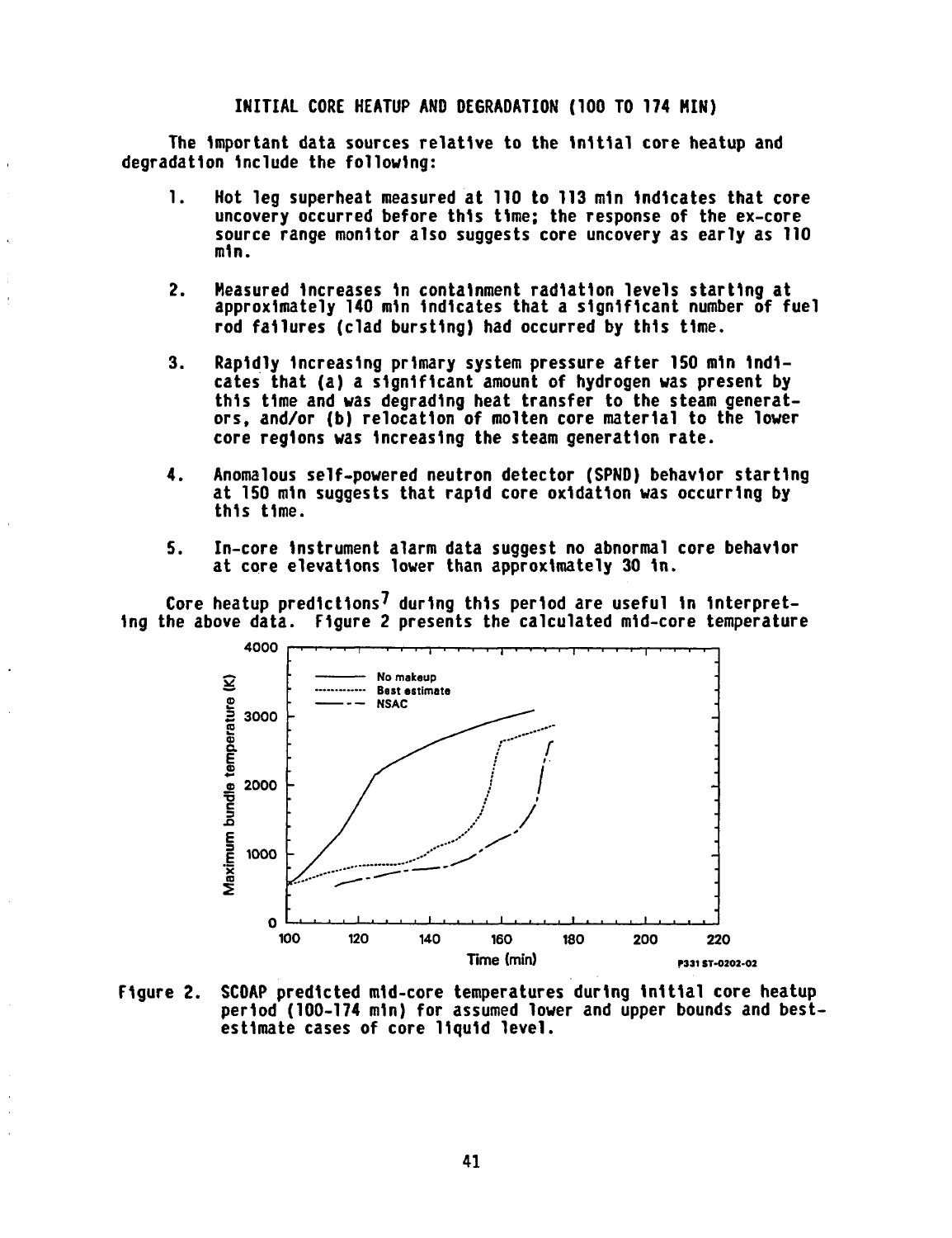## INITIAL CORE HEATUP AND DEGRADATION (100 TO 174 MIN)

The important data sources relative to the initial core heatup and degradation include the following:

1. Hot leg superheat measured at 110 to 113 min indicates that core uncovery occurred before this time; the response of the ex-core source range monitor also suggests core uncovery as early as 110 min.

2. Measured increases in containment radiation levels starting at approximately 140 min indicates that a significant number of fuel rod failures (clad bursting) had occurred by this time.

3. Rapidly increasing primary system pressure after 150 min indicates that (a) a significant amount of hydrogen was present by this time and was degrading heat transfer to the steam generators, and/or (b) relocation of molten core material to the lower core regions was increasing the steam generation rate.

4. Anomalous self-powered neutron detector (SPND) behavior starting at 150 min suggests that rapid core oxidation was occurring by this time.

5. In-core instrument alarm data suggest no abnormal core behavior at core elevations lower than approximately 30 in.

Core heatup predictions[7] during this period are useful in interpreting the above data. Figure 2 presents the calculated mid-core temperature

Figure 2. SCDAP predicted mid-core temperatures during initial core heatup period (100-174 min) for assumed lower and upper bounds and best-estimate cases of core liquid level.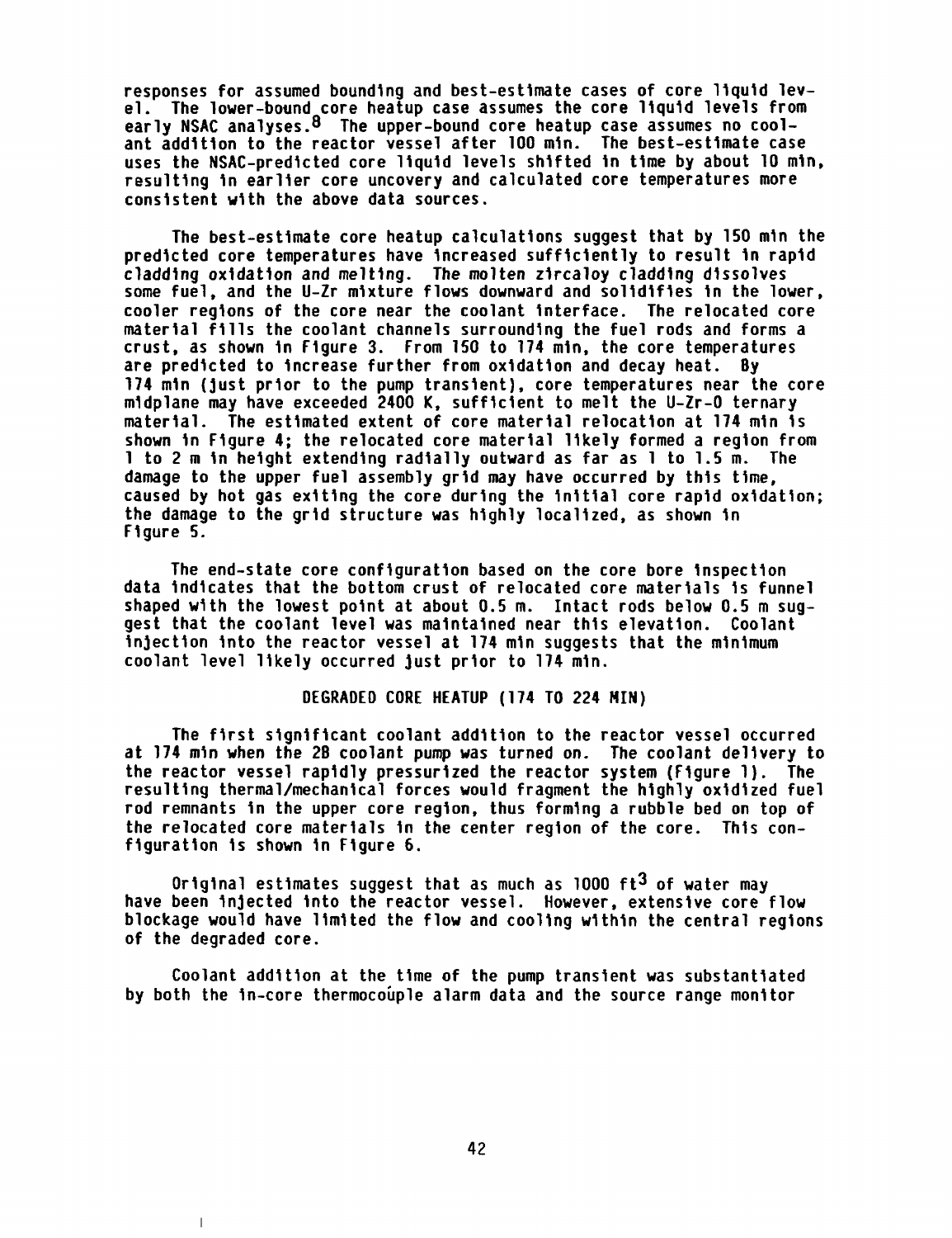responses for assumed bounding and best-estimate cases of core liquid level. The lower-bound core heatup case assumes the core liquid levels from early NSAC analyses.[8] The upper-bound core heatup case assumes no coolant addition to the reactor vessel after 100 min. The best-estimate case uses the NSAC-predicted core liquid levels shifted in time by about 10 min, resulting in earlier core uncovery and calculated core temperatures more consistent with the above data sources.

The best-estimate core heatup calculations suggest that by 150 min the predicted core temperatures have increased sufficiently to result in rapid cladding oxidation and melting. The molten zircaloy cladding dissolves some fuel, and the U-Zr mixture flows downward and solidifies in the lower, cooler regions of the core near the coolant interface. The relocated core material fills the coolant channels surrounding the fuel rods and forms a crust, as shown in Figure 3. From 150 to 174 min, the core temperatures are predicted to increase further from oxidation and decay heat. By 174 min (just prior to the pump transient), core temperatures near the core midplane may have exceeded 2400 K, sufficient to melt the U-Zr-O ternary material. The estimated extent of core material relocation at 174 min is shown in Figure 4; the relocated core material likely formed a region from 1 to 2 m in height extending radially outward as far as 1 to 1.5 m. The damage to the upper fuel assembly grid may have occurred by this time, caused by hot gas exiting the core during the initial core rapid oxidation; the damage to the grid structure was highly localized, as shown in Figure 5.

The end-state core configuration based on the core bore inspection data indicates that the bottom crust of relocated core materials is funnel shaped with the lowest point at about 0.5 m. Intact rods below 0.5 m suggest that the coolant level was maintained near this elevation. Coolant injection into the reactor vessel at 174 min suggests that the minimum coolant level likely occurred just prior to 174 min.

## DEGRADED CORE HEATUP (174 TO 224 MIN)

The first significant coolant addition to the reactor vessel occurred at 174 min when the 2B coolant pump was turned on. The coolant delivery to the reactor vessel rapidly pressurized the reactor system (Figure 1). The resulting thermal/mechanical forces would fragment the highly oxidized fuel rod remnants in the upper core region, thus forming a rubble bed on top of the relocated core materials in the center region of the core. This configuration is shown in Figure 6.

Original estimates suggest that as much as 1000 $ft^3$ of water may have been injected into the reactor vessel. However, extensive core flow blockage would have limited the flow and cooling within the central regions of the degraded core.

Coolant addition at the time of the pump transient was substantiated by both the in-core thermocouple alarm data and the source range monitor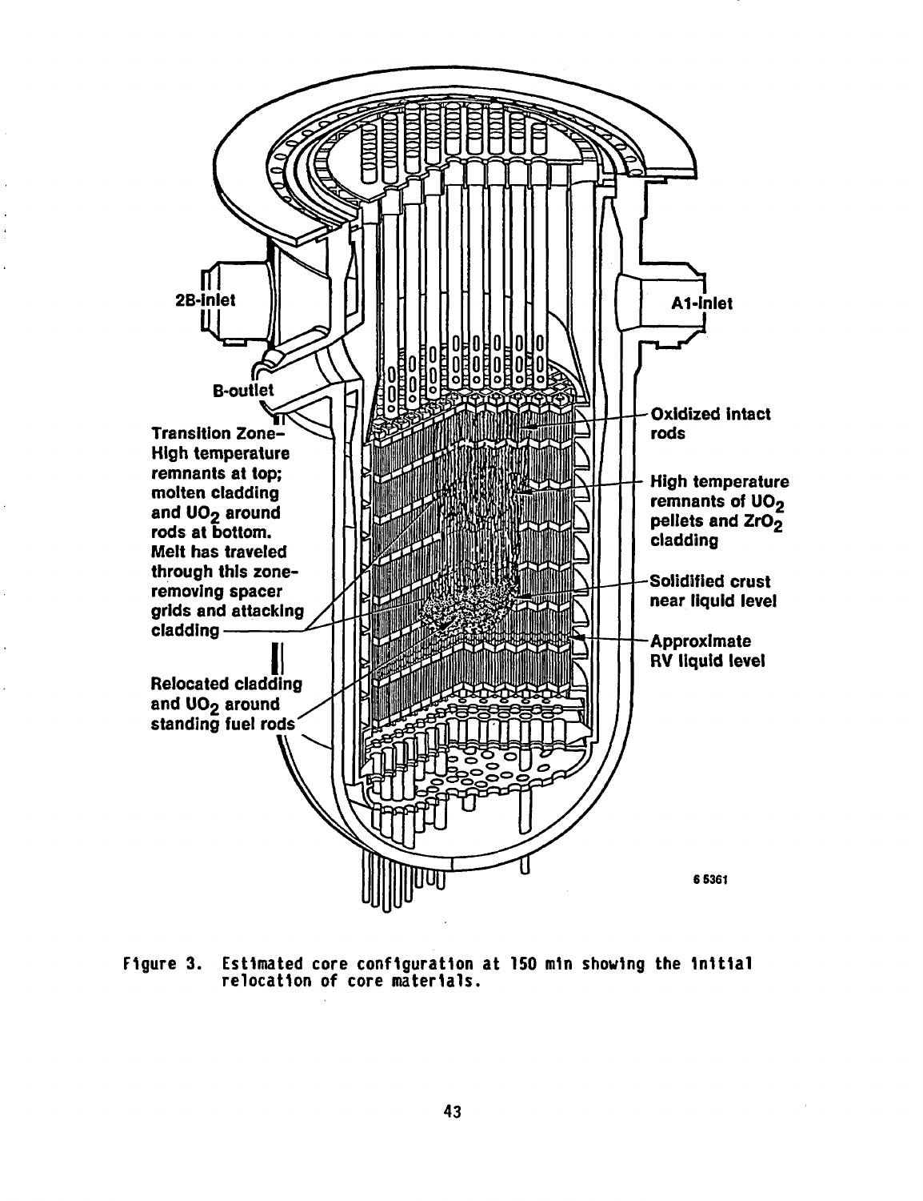Figure 3. Estimated core configuration at 150 min showing the initial relocation of core materials.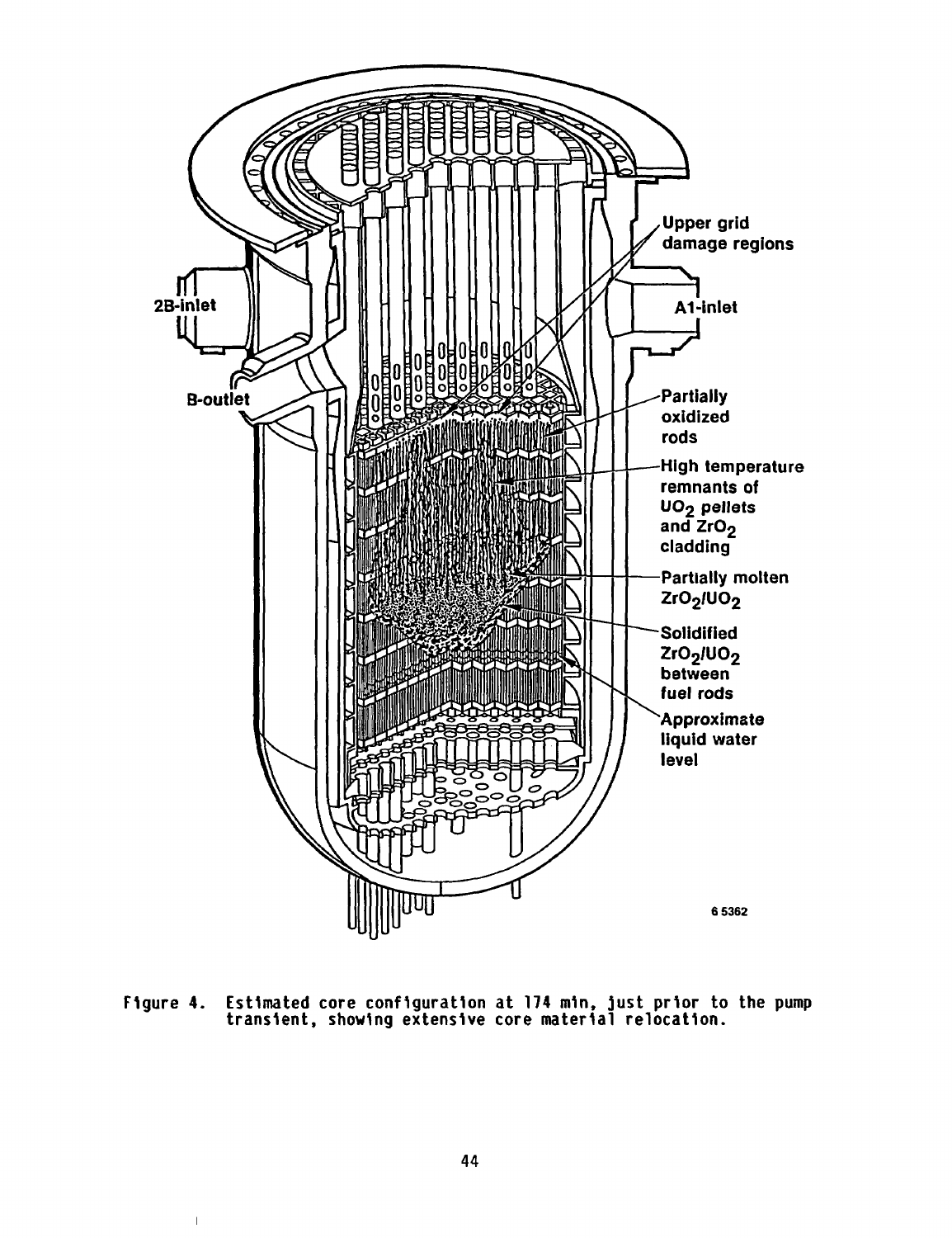Figure 4. Estimated core configuration at 174 min, just prior to the pump transient, showing extensive core material relocation.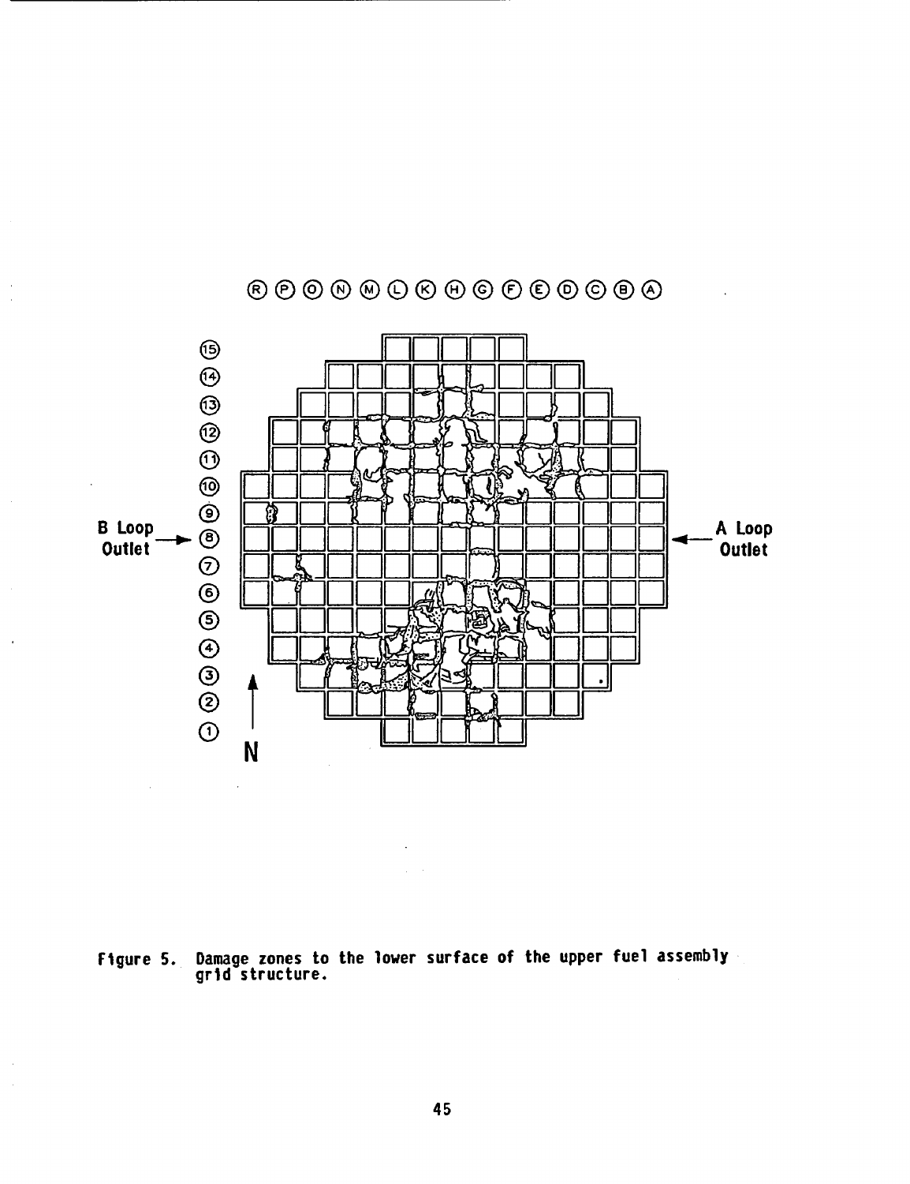Figure 5. Damage zones to the lower surface of the upper fuel assembly grid structure.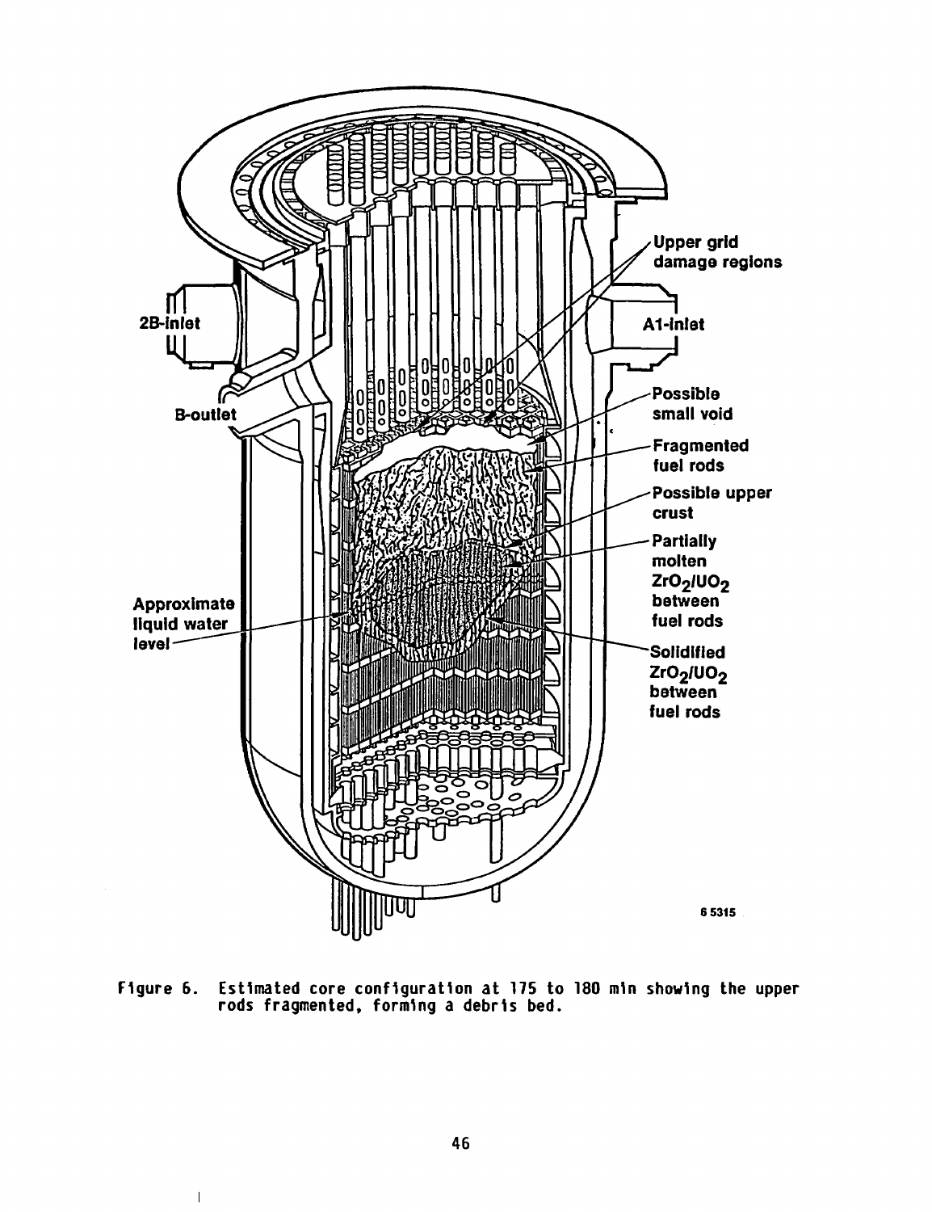Figure 6. Estimated core configuration at 175 to 180 min showing the upper rods fragmented, forming a debris bed.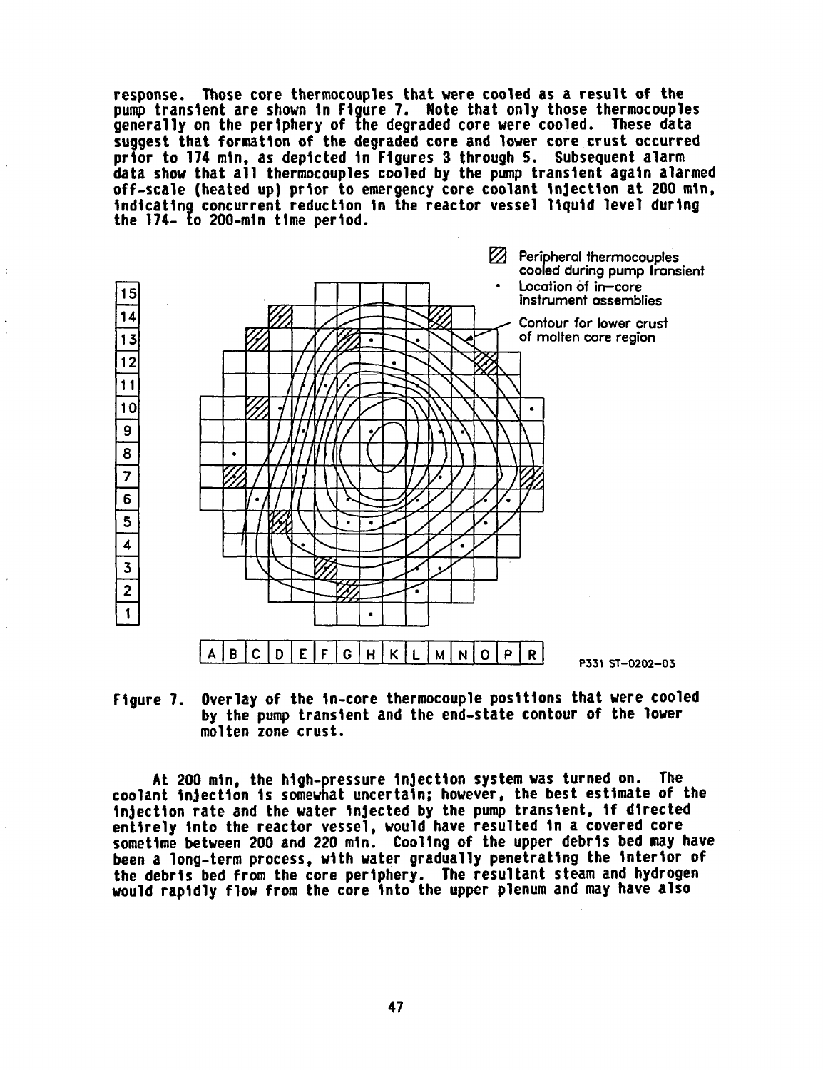response. Those core thermocouples that were cooled as a result of the pump transient are shown in Figure 7. Note that only those thermocouples generally on the periphery of the degraded core were cooled. These data suggest that formation of the degraded core and lower core crust occurred prior to 174 min, as depicted in Figures 3 through 5. Subsequent alarm data show that all thermocouples cooled by the pump transient again alarmed off-scale (heated up) prior to emergency core coolant injection at 200 min, indicating concurrent reduction in the reactor vessel liquid level during the 174- to 200-min time period.

Figure 7. Overlay of the in-core thermocouple positions that were cooled by the pump transient and the end-state contour of the lower molten zone crust.

At 200 min, the high-pressure injection system was turned on. The coolant injection is somewhat uncertain; however, the best estimate of the injection rate and the water injected by the pump transient, if directed entirely into the reactor vessel, would have resulted in a covered core sometime between 200 and 220 min. Cooling of the upper debris bed may have been a long-term process, with water gradually penetrating the interior of the debris bed from the core periphery. The resultant steam and hydrogen would rapidly flow from the core into the upper plenum and may have also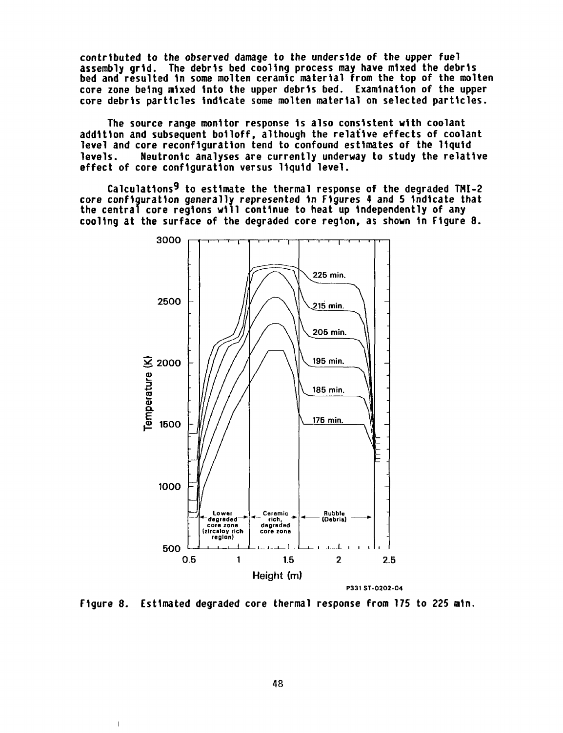contributed to the observed damage to the underside of the upper fuel assembly grid. The debris bed cooling process may have mixed the debris bed and resulted in some molten ceramic material from the top of the molten core zone being mixed into the upper debris bed. Examination of the upper core debris particles indicate some molten material on selected particles.

The source range monitor response is also consistent with coolant addition and subsequent boiloff, although the relative effects of coolant level and core reconfiguration tend to confound estimates of the liquid levels. Neutronic analyses are currently underway to study the relative effect of core configuration versus liquid level.

Calculations[9] to estimate the thermal response of the degraded TMI-2 core configuration generally represented in Figures 4 and 5 indicate that the central core regions will continue to heat up independently of any cooling at the surface of the degraded core region, as shown in Figure 8.

Figure 8. Estimated degraded core thermal response from 175 to 225 min.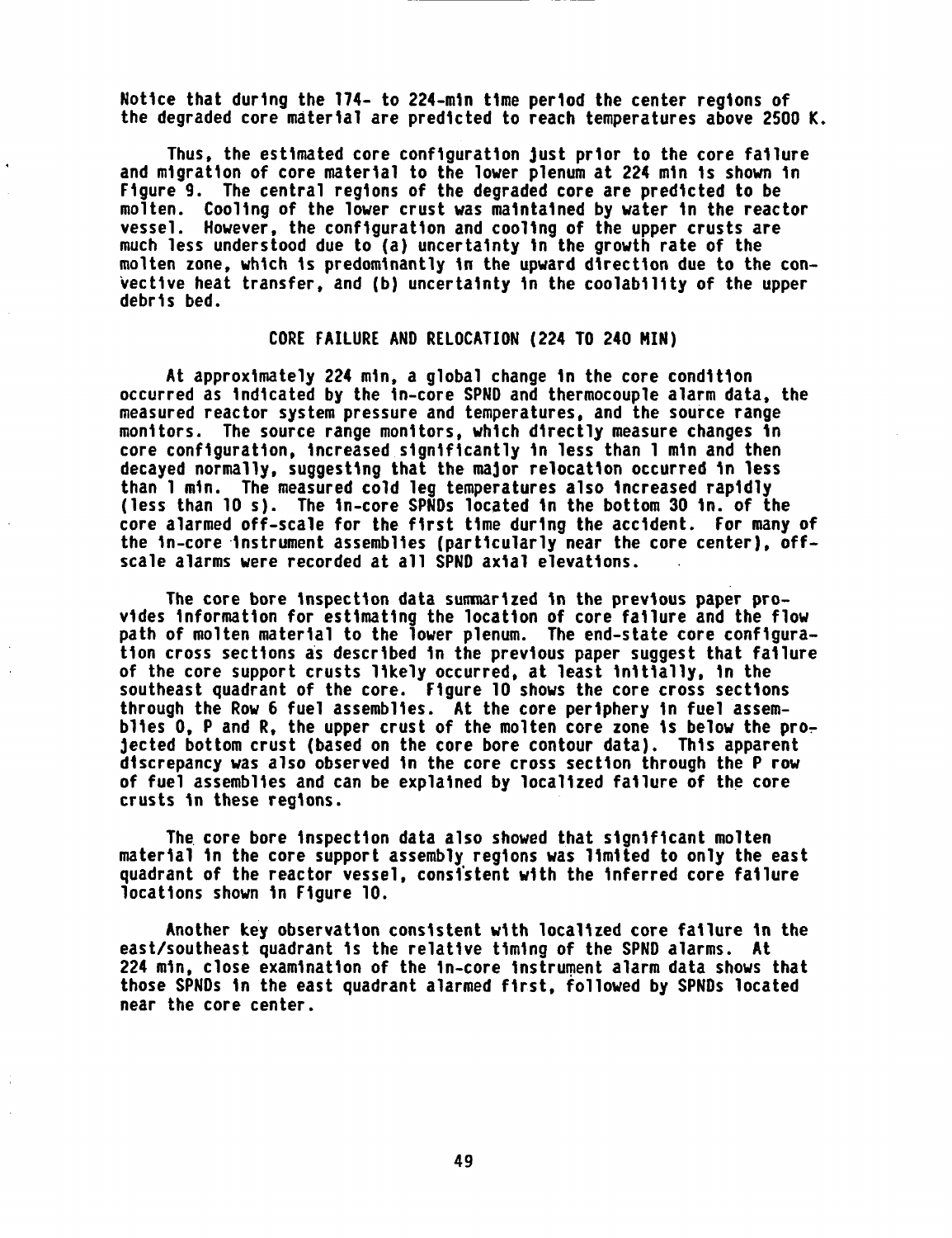Notice that during the 174- to 224-min time period the center regions of the degraded core material are predicted to reach temperatures above 2500 K.

Thus, the estimated core configuration just prior to the core failure and migration of core material to the lower plenum at 224 min is shown in Figure 9. The central regions of the degraded core are predicted to be molten. Cooling of the lower crust was maintained by water in the reactor vessel. However, the configuration and cooling of the upper crusts are much less understood due to (a) uncertainty in the growth rate of the molten zone, which is predominantly in the upward direction due to the convective heat transfer, and (b) uncertainty in the coolability of the upper debris bed.

## CORE FAILURE AND RELOCATION (224 TO 240 MIN)

At approximately 224 min, a global change in the core condition occurred as indicated by the in-core SPND and thermocouple alarm data, the measured reactor system pressure and temperatures, and the source range monitors. The source range monitors, which directly measure changes in core configuration, increased significantly in less than 1 min and then decayed normally, suggesting that the major relocation occurred in less than 1 min. The measured cold leg temperatures also increased rapidly (less than 10 s). The in-core SPNDs located in the bottom 30 in. of the core alarmed off-scale for the first time during the accident. For many of the in-core instrument assemblies (particularly near the core center), off-scale alarms were recorded at all SPND axial elevations.

The core bore inspection data summarized in the previous paper provides information for estimating the location of core failure and the flow path of molten material to the lower plenum. The end-state core configuration cross sections as described in the previous paper suggest that failure of the core support crusts likely occurred, at least initially, in the southeast quadrant of the core. Figure 10 shows the core cross sections through the Row 6 fuel assemblies. At the core periphery in fuel assemblies O, P and R, the upper crust of the molten core zone is below the projected bottom crust (based on the core bore contour data). This apparent discrepancy was also observed in the core cross section through the P row of fuel assemblies and can be explained by localized failure of the core crusts in these regions.

The core bore inspection data also showed that significant molten material in the core support assembly regions was limited to only the east quadrant of the reactor vessel, consistent with the inferred core failure locations shown in Figure 10.

Another key observation consistent with localized core failure in the east/southeast quadrant is the relative timing of the SPND alarms. At 224 min, close examination of the in-core instrument alarm data shows that those SPNDs in the east quadrant alarmed first, followed by SPNDs located near the core center.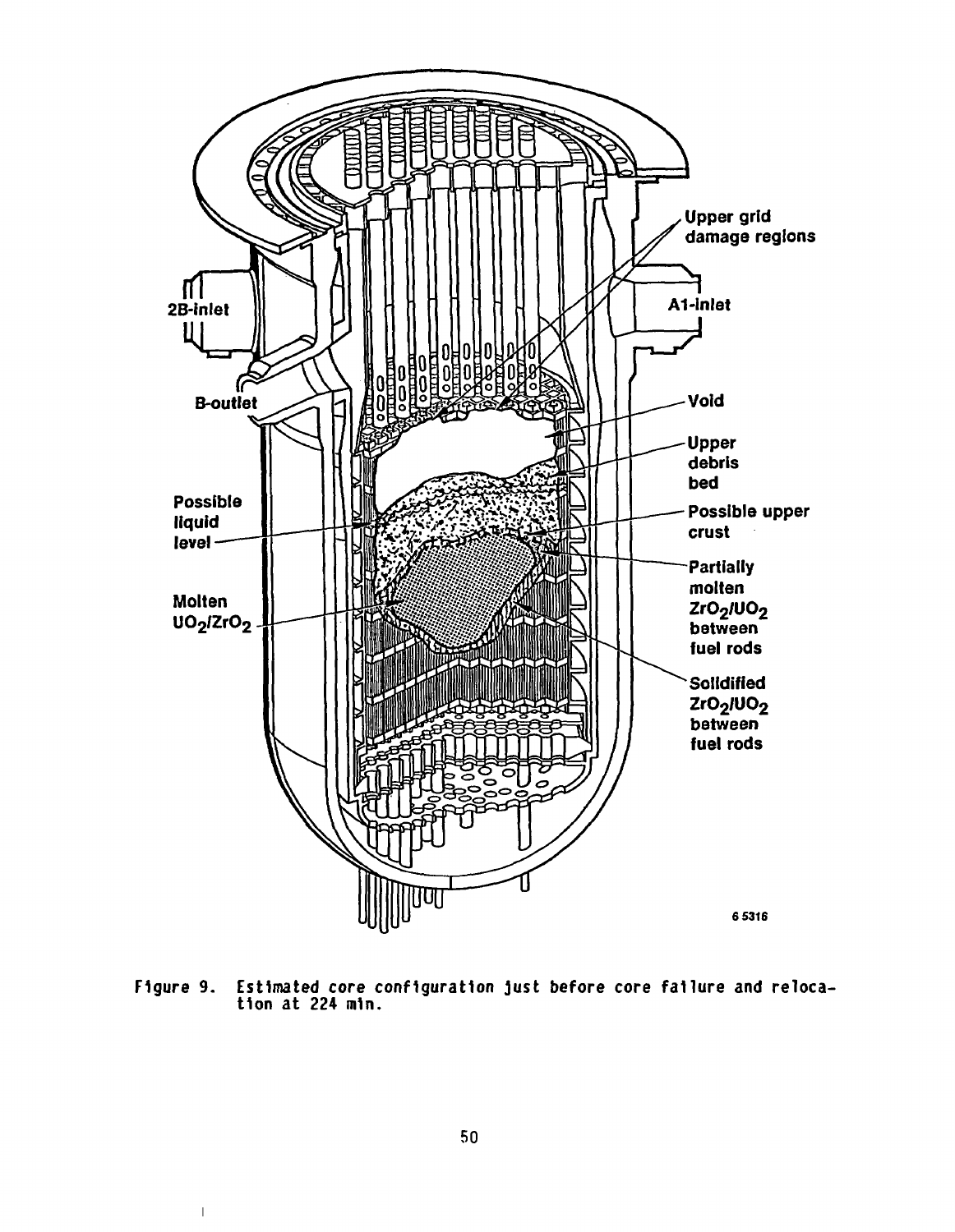Figure 9. Estimated core configuration just before core failure and relocation at 224 min.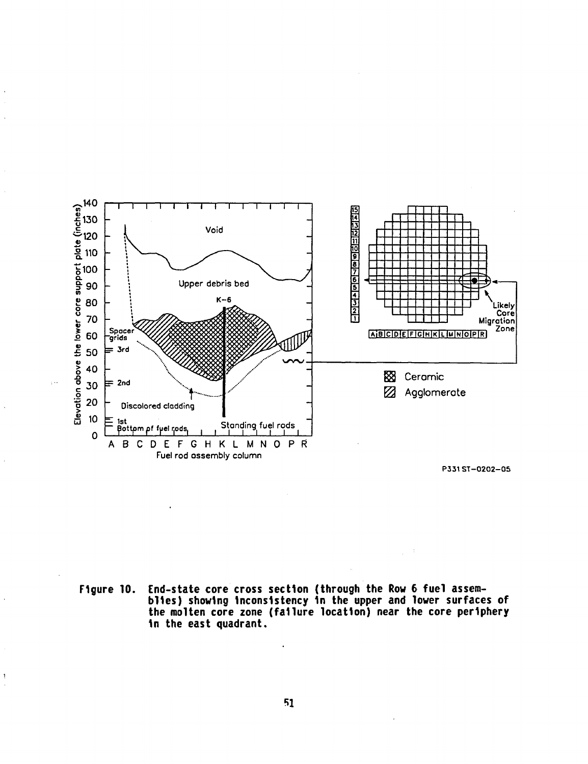Figure 10. End-state core cross section (through the Row 6 fuel assemblies) showing inconsistency in the upper and lower surfaces of the molten core zone (failure location) near the core periphery in the east quadrant.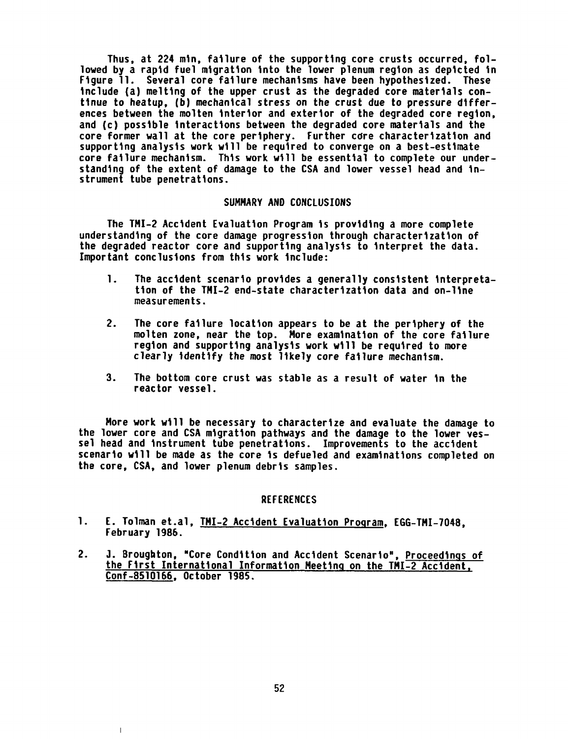Thus, at 224 min, failure of the supporting core crusts occurred, followed by a rapid fuel migration into the lower plenum region as depicted in Figure 11. Several core failure mechanisms have been hypothesized. These include (a) melting of the upper crust as the degraded core materials continue to heatup, (b) mechanical stress on the crust due to pressure differences between the molten interior and exterior of the degraded core region, and (c) possible interactions between the degraded core materials and the core former wall at the core periphery. Further core characterization and supporting analysis work will be required to converge on a best-estimate core failure mechanism. This work will be essential to complete our understanding of the extent of damage to the CSA and lower vessel head and instrument tube penetrations.

## SUMMARY AND CONCLUSIONS

The TMI-2 Accident Evaluation Program is providing a more complete understanding of the core damage progression through characterization of the degraded reactor core and supporting analysis to interpret the data. Important conclusions from this work include:

1. The accident scenario provides a generally consistent interpretation of the TMI-2 end-state characterization data and on-line measurements.

2. The core failure location appears to be at the periphery of the molten zone, near the top. More examination of the core failure region and supporting analysis work will be required to more clearly identify the most likely core failure mechanism.

3. The bottom core crust was stable as a result of water in the reactor vessel.

More work will be necessary to characterize and evaluate the damage to the lower core and CSA migration pathways and the damage to the lower vessel head and instrument tube penetrations. Improvements to the accident scenario will be made as the core is defueled and examinations completed on the core, CSA, and lower plenum debris samples.

## REFERENCES

1. E. Tolman et.al, TMI-2 Accident Evaluation Program, EGG-TMI-7048, February 1986.

2. J. Broughton, "Core Condition and Accident Scenario", Proceedings of the First International Information Meeting on the TMI-2 Accident, Conf-8510166, October 1985.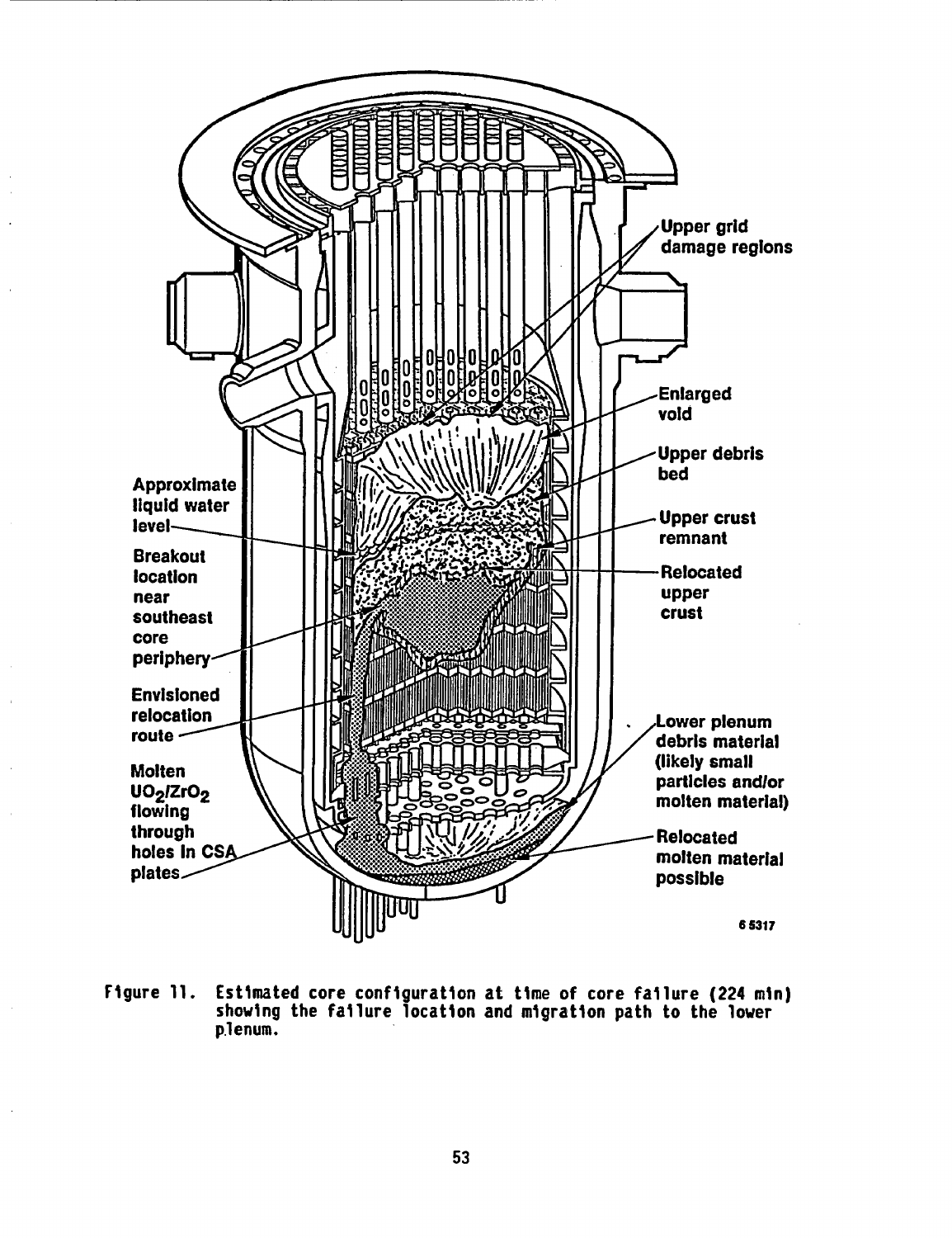Upper grid damage regions

Enlarged void

Upper debris bed

Upper crust remnant

Relocated upper crust

Approximate liquid water level

Breakout location near southeast core periphery

Envisioned relocation route

Molten $UO_2/ZrO_2$ flowing through holes in CSA plates

Lower plenum debris material (likely small particles and/or molten material)

Relocated molten material possible

6 5317

Figure 11. Estimated core configuration at time of core failure (224 min) showing the failure location and migration path to the lower plenum.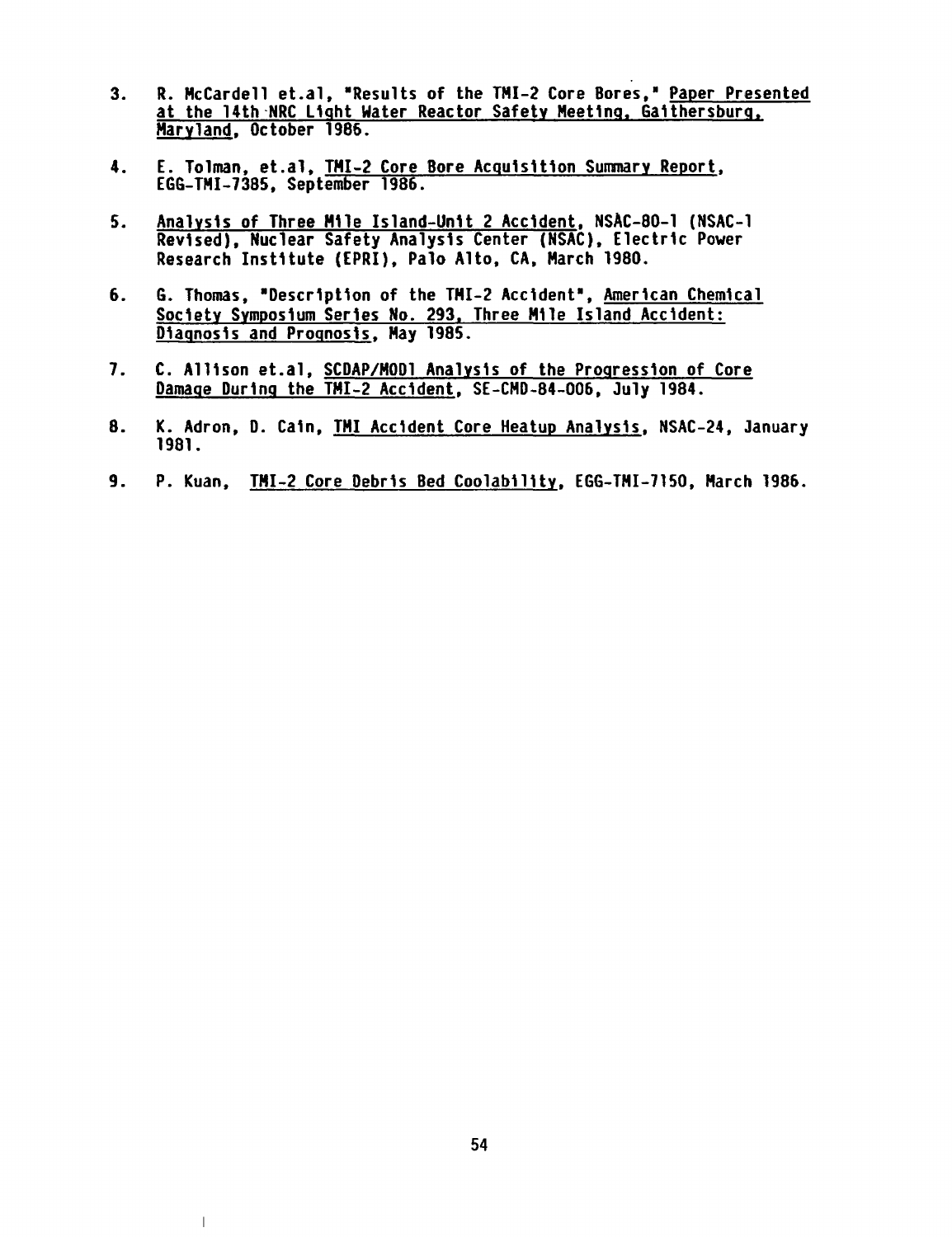3. R. McCardell et.al, "Results of the TMI-2 Core Bores," Paper Presented at the 14th NRC Light Water Reactor Safety Meeting, Gaithersburg, Maryland, October 1986.

4. E. Tolman, et.al, TMI-2 Core Bore Acquisition Summary Report, EGG-TMI-7385, September 1986.

5. Analysis of Three Mile Island-Unit 2 Accident, NSAC-80-1 (NSAC-1 Revised), Nuclear Safety Analysis Center (NSAC), Electric Power Research Institute (EPRI), Palo Alto, CA, March 1980.

6. G. Thomas, "Description of the TMI-2 Accident", American Chemical Society Symposium Series No. 293, Three Mile Island Accident: Diagnosis and Prognosis, May 1985.

7. C. Allison et.al, SCDAP/MOD1 Analysis of the Progression of Core Damage During the TMI-2 Accident, SE-CMD-84-006, July 1984.

8. K. Adron, D. Cain, TMI Accident Core Heatup Analysis, NSAC-24, January 1981.

9. P. Kuan, TMI-2 Core Debris Bed Coolability, EGG-TMI-7150, March 1986.